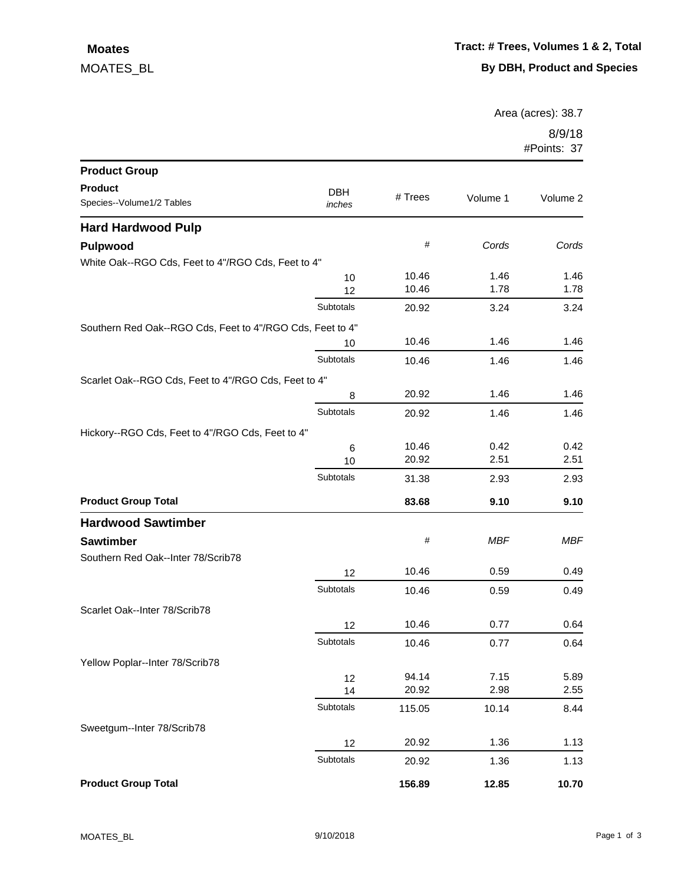**Moates**

MOATES_BL

**Tract: # Trees, Volumes 1 & 2, Total**

**By DBH, Product and Species**

Area (acres): 38.7

8/9/18

#Points: 37

| Product Group / Product / Species--Volume1/2 Tables | DBH *inches* | # Trees | Volume 1 | Volume 2 |
|---|---|---|---|---|
| **Hard Hardwood Pulp** | | | | |
| **Pulpwood** | | # | *Cords* | *Cords* |
| White Oak--RGO Cds, Feet to 4"/RGO Cds, Feet to 4" | | | | |
| | 10 | 10.46 | 1.46 | 1.46 |
| | 12 | 10.46 | 1.78 | 1.78 |
| | Subtotals | 20.92 | 3.24 | 3.24 |
| Southern Red Oak--RGO Cds, Feet to 4"/RGO Cds, Feet to 4" | | | | |
| | 10 | 10.46 | 1.46 | 1.46 |
| | Subtotals | 10.46 | 1.46 | 1.46 |
| Scarlet Oak--RGO Cds, Feet to 4"/RGO Cds, Feet to 4" | | | | |
| | 8 | 20.92 | 1.46 | 1.46 |
| | Subtotals | 20.92 | 1.46 | 1.46 |
| Hickory--RGO Cds, Feet to 4"/RGO Cds, Feet to 4" | | | | |
| | 6 | 10.46 | 0.42 | 0.42 |
| | 10 | 20.92 | 2.51 | 2.51 |
| | Subtotals | 31.38 | 2.93 | 2.93 |
| **Product Group Total** | | **83.68** | **9.10** | **9.10** |
| **Hardwood Sawtimber** | | | | |
| **Sawtimber** | | # | *MBF* | *MBF* |
| Southern Red Oak--Inter 78/Scrib78 | | | | |
| | 12 | 10.46 | 0.59 | 0.49 |
| | Subtotals | 10.46 | 0.59 | 0.49 |
| Scarlet Oak--Inter 78/Scrib78 | | | | |
| | 12 | 10.46 | 0.77 | 0.64 |
| | Subtotals | 10.46 | 0.77 | 0.64 |
| Yellow Poplar--Inter 78/Scrib78 | | | | |
| | 12 | 94.14 | 7.15 | 5.89 |
| | 14 | 20.92 | 2.98 | 2.55 |
| | Subtotals | 115.05 | 10.14 | 8.44 |
| Sweetgum--Inter 78/Scrib78 | | | | |
| | 12 | 20.92 | 1.36 | 1.13 |
| | Subtotals | 20.92 | 1.36 | 1.13 |
| **Product Group Total** | | **156.89** | **12.85** | **10.70** |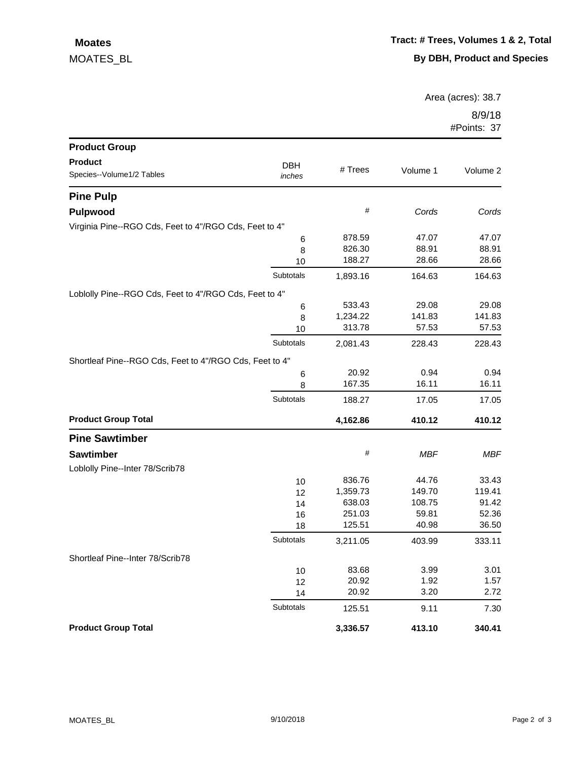**Moates**

MOATES_BL

**Tract: # Trees, Volumes 1 & 2, Total**

**By DBH, Product and Species**

Area (acres): 38.7

8/9/18

#Points: 37

| **Product Group**<br>**Product**<br>Species--Volume1/2 Tables | DBH<br>*inches* | # Trees | Volume 1 | Volume 2 |
|---|---|---|---|---|
| **Pine Pulp** | | | | |
| **Pulpwood** | | # | *Cords* | *Cords* |
| Virginia Pine--RGO Cds, Feet to 4"/RGO Cds, Feet to 4" | | | | |
| | 6 | 878.59 | 47.07 | 47.07 |
| | 8 | 826.30 | 88.91 | 88.91 |
| | 10 | 188.27 | 28.66 | 28.66 |
| | Subtotals | 1,893.16 | 164.63 | 164.63 |
| Loblolly Pine--RGO Cds, Feet to 4"/RGO Cds, Feet to 4" | | | | |
| | 6 | 533.43 | 29.08 | 29.08 |
| | 8 | 1,234.22 | 141.83 | 141.83 |
| | 10 | 313.78 | 57.53 | 57.53 |
| | Subtotals | 2,081.43 | 228.43 | 228.43 |
| Shortleaf Pine--RGO Cds, Feet to 4"/RGO Cds, Feet to 4" | | | | |
| | 6 | 20.92 | 0.94 | 0.94 |
| | 8 | 167.35 | 16.11 | 16.11 |
| | Subtotals | 188.27 | 17.05 | 17.05 |
| **Product Group Total** | | **4,162.86** | **410.12** | **410.12** |
| **Pine Sawtimber** | | | | |
| **Sawtimber** | | # | *MBF* | *MBF* |
| Loblolly Pine--Inter 78/Scrib78 | | | | |
| | 10 | 836.76 | 44.76 | 33.43 |
| | 12 | 1,359.73 | 149.70 | 119.41 |
| | 14 | 638.03 | 108.75 | 91.42 |
| | 16 | 251.03 | 59.81 | 52.36 |
| | 18 | 125.51 | 40.98 | 36.50 |
| | Subtotals | 3,211.05 | 403.99 | 333.11 |
| Shortleaf Pine--Inter 78/Scrib78 | | | | |
| | 10 | 83.68 | 3.99 | 3.01 |
| | 12 | 20.92 | 1.92 | 1.57 |
| | 14 | 20.92 | 3.20 | 2.72 |
| | Subtotals | 125.51 | 9.11 | 7.30 |
| **Product Group Total** | | **3,336.57** | **413.10** | **340.41** |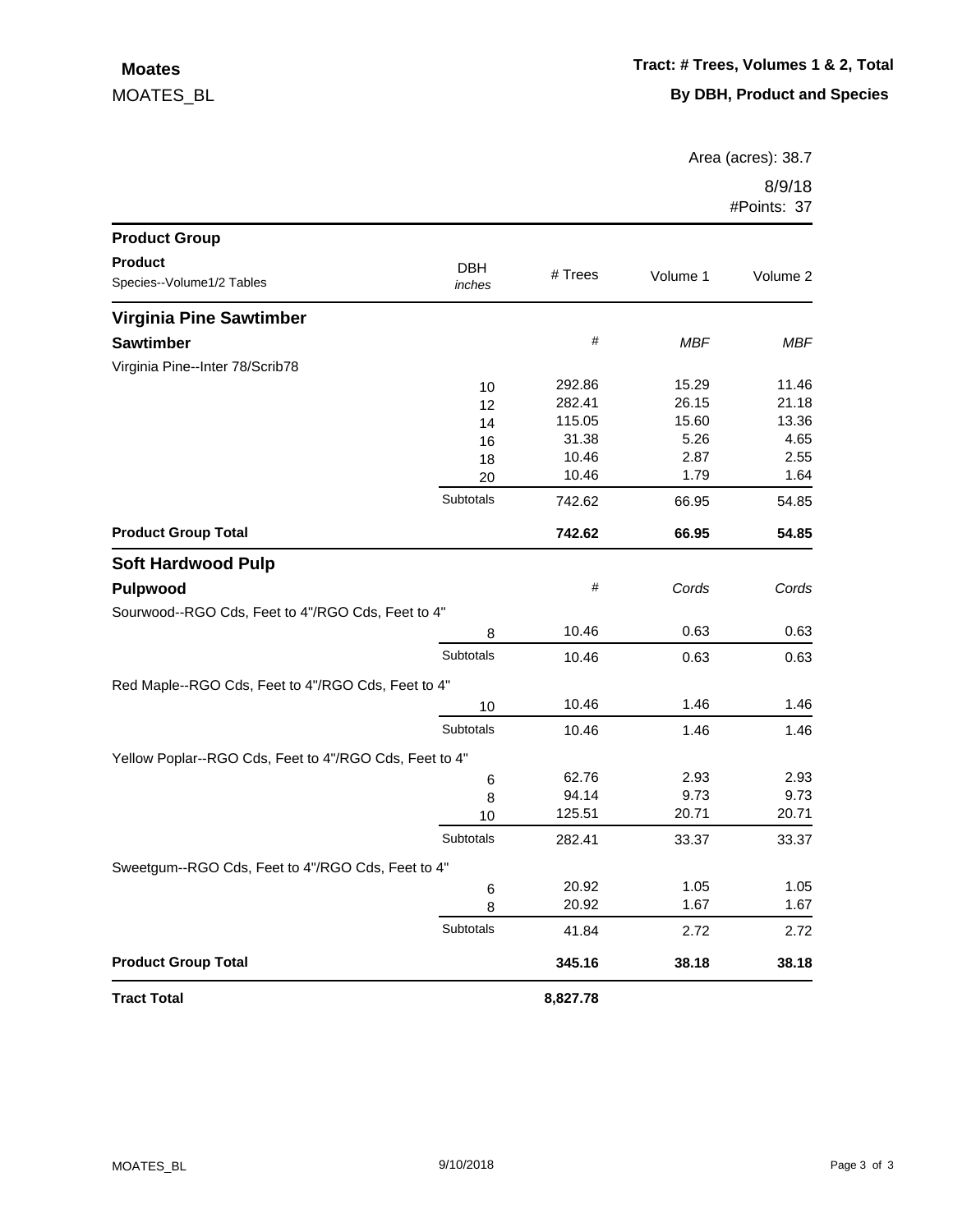**Moates**

MOATES_BL

**Tract: # Trees, Volumes 1 & 2, Total**

**By DBH, Product and Species**

Area (acres): 38.7

8/9/18

#Points: 37

| Product Group / Product / Species--Volume1/2 Tables | DBH *inches* | # Trees | Volume 1 | Volume 2 |
|---|---|---|---|---|
| **Virginia Pine Sawtimber** | | | | |
| **Sawtimber** | | # | *MBF* | *MBF* |
| Virginia Pine--Inter 78/Scrib78 | | | | |
| | 10 | 292.86 | 15.29 | 11.46 |
| | 12 | 282.41 | 26.15 | 21.18 |
| | 14 | 115.05 | 15.60 | 13.36 |
| | 16 | 31.38 | 5.26 | 4.65 |
| | 18 | 10.46 | 2.87 | 2.55 |
| | 20 | 10.46 | 1.79 | 1.64 |
| | Subtotals | 742.62 | 66.95 | 54.85 |
| **Product Group Total** | | **742.62** | **66.95** | **54.85** |
| **Soft Hardwood Pulp** | | | | |
| **Pulpwood** | | # | *Cords* | *Cords* |
| Sourwood--RGO Cds, Feet to 4"/RGO Cds, Feet to 4" | | | | |
| | 8 | 10.46 | 0.63 | 0.63 |
| | Subtotals | 10.46 | 0.63 | 0.63 |
| Red Maple--RGO Cds, Feet to 4"/RGO Cds, Feet to 4" | | | | |
| | 10 | 10.46 | 1.46 | 1.46 |
| | Subtotals | 10.46 | 1.46 | 1.46 |
| Yellow Poplar--RGO Cds, Feet to 4"/RGO Cds, Feet to 4" | | | | |
| | 6 | 62.76 | 2.93 | 2.93 |
| | 8 | 94.14 | 9.73 | 9.73 |
| | 10 | 125.51 | 20.71 | 20.71 |
| | Subtotals | 282.41 | 33.37 | 33.37 |
| Sweetgum--RGO Cds, Feet to 4"/RGO Cds, Feet to 4" | | | | |
| | 6 | 20.92 | 1.05 | 1.05 |
| | 8 | 20.92 | 1.67 | 1.67 |
| | Subtotals | 41.84 | 2.72 | 2.72 |
| **Product Group Total** | | **345.16** | **38.18** | **38.18** |
| **Tract Total** | | **8,827.78** | | |